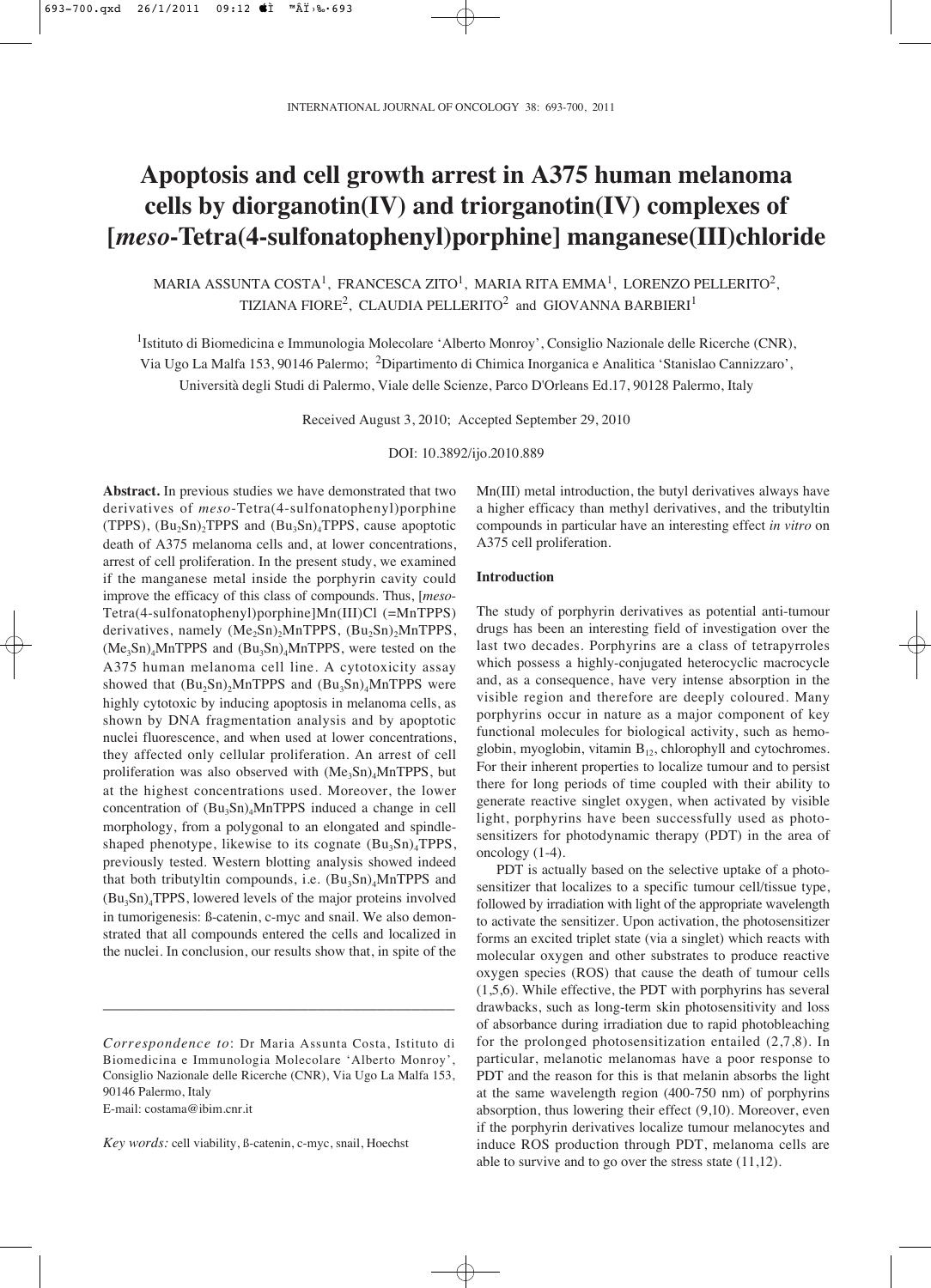# Apoptosis and cell growth arrest in A375 human melanoma cells by diorganotin(IV) and triorganotin(IV) complexes of [*meso*-Tetra(4-sulfonatophenyl)porphine] manganese(III)chloride

MARIA ASSUNTA COSTA[1], FRANCESCA ZITO[1], MARIA RITA EMMA[1], LORENZO PELLERITO[2], TIZIANA FIORE[2], CLAUDIA PELLERITO[2] and GIOVANNA BARBIERI[1]

[1]Istituto di Biomedicina e Immunologia Molecolare 'Alberto Monroy', Consiglio Nazionale delle Ricerche (CNR), Via Ugo La Malfa 153, 90146 Palermo; [2]Dipartimento di Chimica Inorganica e Analitica 'Stanislao Cannizzaro', Università degli Studi di Palermo, Viale delle Scienze, Parco D'Orleans Ed.17, 90128 Palermo, Italy

Received August 3, 2010; Accepted September 29, 2010

DOI: 10.3892/ijo.2010.889

**Abstract.** In previous studies we have demonstrated that two derivatives of *meso*-Tetra(4-sulfonatophenyl)porphine (TPPS), $(Bu_2Sn)_2TPPS$ and $(Bu_3Sn)_4TPPS$, cause apoptotic death of A375 melanoma cells and, at lower concentrations, arrest of cell proliferation. In the present study, we examined if the manganese metal inside the porphyrin cavity could improve the efficacy of this class of compounds. Thus, [*meso*-Tetra(4-sulfonatophenyl)porphine]Mn(III)Cl (=MnTPPS) derivatives, namely $(Me_2Sn)_2MnTPPS$, $(Bu_2Sn)_2MnTPPS$, $(Me_3Sn)_4MnTPPS$ and $(Bu_3Sn)_4MnTPPS$, were tested on the A375 human melanoma cell line. A cytotoxicity assay showed that $(Bu_2Sn)_2MnTPPS$ and $(Bu_3Sn)_4MnTPPS$ were highly cytotoxic by inducing apoptosis in melanoma cells, as shown by DNA fragmentation analysis and by apoptotic nuclei fluorescence, and when used at lower concentrations, they affected only cellular proliferation. An arrest of cell proliferation was also observed with $(Me_3Sn)_4MnTPPS$, but at the highest concentrations used. Moreover, the lower concentration of $(Bu_3Sn)_4MnTPPS$ induced a change in cell morphology, from a polygonal to an elongated and spindle-shaped phenotype, likewise to its cognate $(Bu_3Sn)_4TPPS$, previously tested. Western blotting analysis showed indeed that both tributyltin compounds, i.e. $(Bu_3Sn)_4MnTPPS$ and $(Bu_3Sn)_4TPPS$, lowered levels of the major proteins involved in tumorigenesis: ß-catenin, c-myc and snail. We also demonstrated that all compounds entered the cells and localized in the nuclei. In conclusion, our results show that, in spite of the Mn(III) metal introduction, the butyl derivatives always have a higher efficacy than methyl derivatives, and the tributyltin compounds in particular have an interesting effect *in vitro* on A375 cell proliferation.

## Introduction

The study of porphyrin derivatives as potential anti-tumour drugs has been an interesting field of investigation over the last two decades. Porphyrins are a class of tetrapyrroles which possess a highly-conjugated heterocyclic macrocycle and, as a consequence, have very intense absorption in the visible region and therefore are deeply coloured. Many porphyrins occur in nature as a major component of key functional molecules for biological activity, such as hemoglobin, myoglobin, vitamin $B_{12}$, chlorophyll and cytochromes. For their inherent properties to localize tumour and to persist there for long periods of time coupled with their ability to generate reactive singlet oxygen, when activated by visible light, porphyrins have been successfully used as photosensitizers for photodynamic therapy (PDT) in the area of oncology (1-4).

PDT is actually based on the selective uptake of a photosensitizer that localizes to a specific tumour cell/tissue type, followed by irradiation with light of the appropriate wavelength to activate the sensitizer. Upon activation, the photosensitizer forms an excited triplet state (via a singlet) which reacts with molecular oxygen and other substrates to produce reactive oxygen species (ROS) that cause the death of tumour cells (1,5,6). While effective, the PDT with porphyrins has several drawbacks, such as long-term skin photosensitivity and loss of absorbance during irradiation due to rapid photobleaching for the prolonged photosensitization entailed (2,7,8). In particular, melanotic melanomas have a poor response to PDT and the reason for this is that melanin absorbs the light at the same wavelength region (400-750 nm) of porphyrins absorption, thus lowering their effect (9,10). Moreover, even if the porphyrin derivatives localize tumour melanocytes and induce ROS production through PDT, melanoma cells are able to survive and to go over the stress state (11,12).

---

*Correspondence to*: Dr Maria Assunta Costa, Istituto di Biomedicina e Immunologia Molecolare 'Alberto Monroy', Consiglio Nazionale delle Ricerche (CNR), Via Ugo La Malfa 153, 90146 Palermo, Italy
E-mail: costama@ibim.cnr.it

*Key words:* cell viability, ß-catenin, c-myc, snail, Hoechst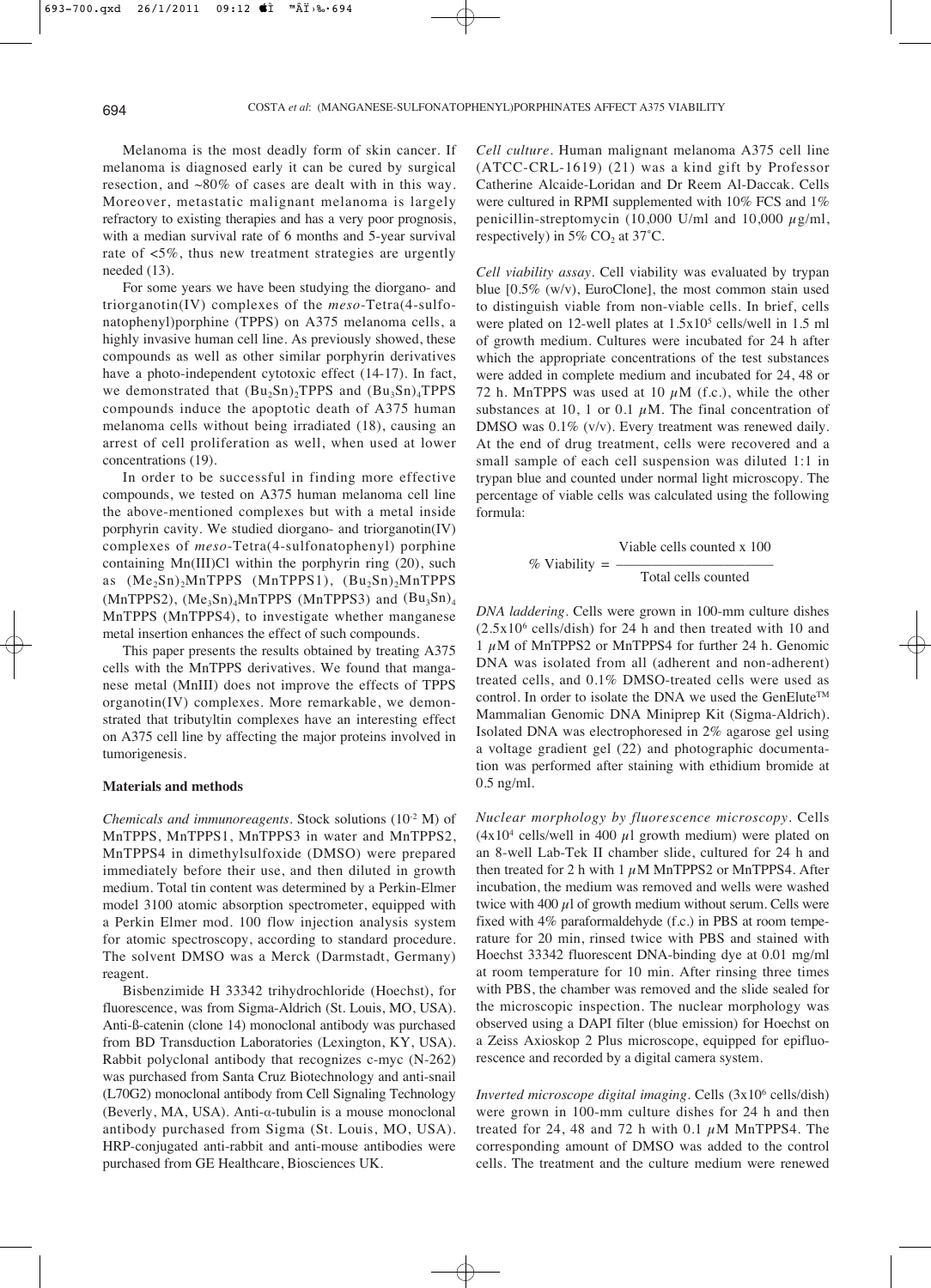Melanoma is the most deadly form of skin cancer. If melanoma is diagnosed early it can be cured by surgical resection, and ~80% of cases are dealt with in this way. Moreover, metastatic malignant melanoma is largely refractory to existing therapies and has a very poor prognosis, with a median survival rate of 6 months and 5-year survival rate of <5%, thus new treatment strategies are urgently needed (13).

For some years we have been studying the diorgano- and triorganotin(IV) complexes of the *meso*-Tetra(4-sulfonatophenyl)porphine (TPPS) on A375 melanoma cells, a highly invasive human cell line. As previously showed, these compounds as well as other similar porphyrin derivatives have a photo-independent cytotoxic effect (14-17). In fact, we demonstrated that $(Bu_2Sn)_2$TPPS and $(Bu_3Sn)_4$TPPS compounds induce the apoptotic death of A375 human melanoma cells without being irradiated (18), causing an arrest of cell proliferation as well, when used at lower concentrations (19).

In order to be successful in finding more effective compounds, we tested on A375 human melanoma cell line the above-mentioned complexes but with a metal inside porphyrin cavity. We studied diorgano- and triorganotin(IV) complexes of *meso*-Tetra(4-sulfonatophenyl) porphine containing Mn(III)Cl within the porphyrin ring (20), such as $(Me_2Sn)_2$MnTPPS (MnTPPS1), $(Bu_2Sn)_2$MnTPPS (MnTPPS2), $(Me_3Sn)_4$MnTPPS (MnTPPS3) and $(Bu_3Sn)_4$ MnTPPS (MnTPPS4), to investigate whether manganese metal insertion enhances the effect of such compounds.

This paper presents the results obtained by treating A375 cells with the MnTPPS derivatives. We found that manganese metal (MnIII) does not improve the effects of TPPS organotin(IV) complexes. More remarkable, we demonstrated that tributyltin complexes have an interesting effect on A375 cell line by affecting the major proteins involved in tumorigenesis.

## Materials and methods

*Chemicals and immunoreagents*. Stock solutions ($10^{-2}$ M) of MnTPPS, MnTPPS1, MnTPPS3 in water and MnTPPS2, MnTPPS4 in dimethylsulfoxide (DMSO) were prepared immediately before their use, and then diluted in growth medium. Total tin content was determined by a Perkin-Elmer model 3100 atomic absorption spectrometer, equipped with a Perkin Elmer mod. 100 flow injection analysis system for atomic spectroscopy, according to standard procedure. The solvent DMSO was a Merck (Darmstadt, Germany) reagent.

Bisbenzimide H 33342 trihydrochloride (Hoechst), for fluorescence, was from Sigma-Aldrich (St. Louis, MO, USA). Anti-ß-catenin (clone 14) monoclonal antibody was purchased from BD Transduction Laboratories (Lexington, KY, USA). Rabbit polyclonal antibody that recognizes c-myc (N-262) was purchased from Santa Cruz Biotechnology and anti-snail (L70G2) monoclonal antibody from Cell Signaling Technology (Beverly, MA, USA). Anti-α-tubulin is a mouse monoclonal antibody purchased from Sigma (St. Louis, MO, USA). HRP-conjugated anti-rabbit and anti-mouse antibodies were purchased from GE Healthcare, Biosciences UK.

*Cell culture*. Human malignant melanoma A375 cell line (ATCC-CRL-1619) (21) was a kind gift by Professor Catherine Alcaide-Loridan and Dr Reem Al-Daccak. Cells were cultured in RPMI supplemented with 10% FCS and 1% penicillin-streptomycin (10,000 U/ml and 10,000 μg/ml, respectively) in 5% $CO_2$ at 37˚C.

*Cell viability assay*. Cell viability was evaluated by trypan blue [0.5% (w/v), EuroClone], the most common stain used to distinguish viable from non-viable cells. In brief, cells were plated on 12-well plates at $1.5 \times 10^5$ cells/well in 1.5 ml of growth medium. Cultures were incubated for 24 h after which the appropriate concentrations of the test substances were added in complete medium and incubated for 24, 48 or 72 h. MnTPPS was used at 10 μM (f.c.), while the other substances at 10, 1 or 0.1 μM. The final concentration of DMSO was 0.1% (v/v). Every treatment was renewed daily. At the end of drug treatment, cells were recovered and a small sample of each cell suspension was diluted 1:1 in trypan blue and counted under normal light microscopy. The percentage of viable cells was calculated using the following formula:

$$\% \text{ Viability} = \frac{\text{Viable cells counted} \times 100}{\text{Total cells counted}}$$

*DNA laddering*. Cells were grown in 100-mm culture dishes ($2.5 \times 10^6$ cells/dish) for 24 h and then treated with 10 and 1 μM of MnTPPS2 or MnTPPS4 for further 24 h. Genomic DNA was isolated from all (adherent and non-adherent) treated cells, and 0.1% DMSO-treated cells were used as control. In order to isolate the DNA we used the GenElute™ Mammalian Genomic DNA Miniprep Kit (Sigma-Aldrich). Isolated DNA was electrophoresed in 2% agarose gel using a voltage gradient gel (22) and photographic documentation was performed after staining with ethidium bromide at 0.5 ng/ml.

*Nuclear morphology by fluorescence microscopy*. Cells ($4 \times 10^4$ cells/well in 400 μl growth medium) were plated on an 8-well Lab-Tek II chamber slide, cultured for 24 h and then treated for 2 h with 1 μM MnTPPS2 or MnTPPS4. After incubation, the medium was removed and wells were washed twice with 400 μl of growth medium without serum. Cells were fixed with 4% paraformaldehyde (f.c.) in PBS at room temperature for 20 min, rinsed twice with PBS and stained with Hoechst 33342 fluorescent DNA-binding dye at 0.01 mg/ml at room temperature for 10 min. After rinsing three times with PBS, the chamber was removed and the slide sealed for the microscopic inspection. The nuclear morphology was observed using a DAPI filter (blue emission) for Hoechst on a Zeiss Axioskop 2 Plus microscope, equipped for epifluorescence and recorded by a digital camera system.

*Inverted microscope digital imaging*. Cells ($3 \times 10^6$ cells/dish) were grown in 100-mm culture dishes for 24 h and then treated for 24, 48 and 72 h with 0.1 μM MnTPPS4. The corresponding amount of DMSO was added to the control cells. The treatment and the culture medium were renewed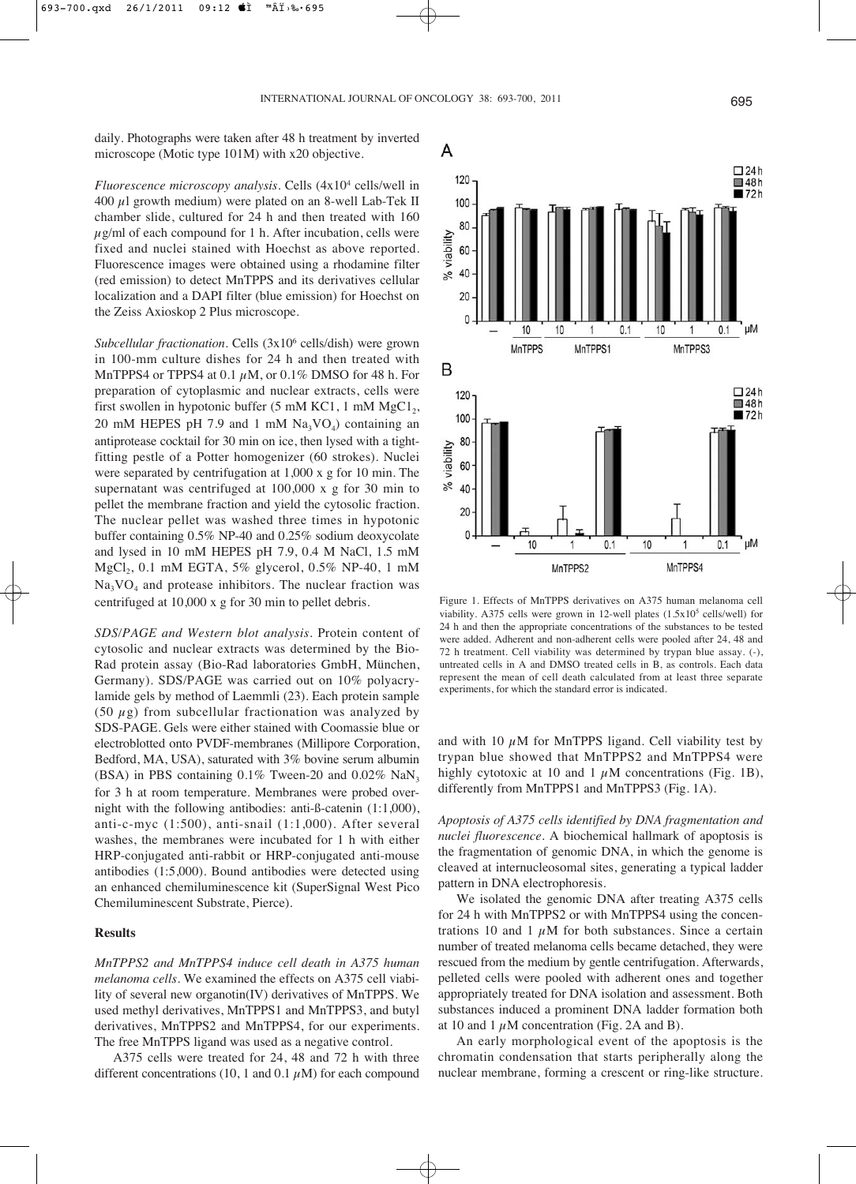daily. Photographs were taken after 48 h treatment by inverted microscope (Motic type 101M) with x20 objective.

*Fluorescence microscopy analysis.* Cells ($4 \times 10^4$ cells/well in 400 $\mu$l growth medium) were plated on an 8-well Lab-Tek II chamber slide, cultured for 24 h and then treated with 160 $\mu$g/ml of each compound for 1 h. After incubation, cells were fixed and nuclei stained with Hoechst as above reported. Fluorescence images were obtained using a rhodamine filter (red emission) to detect MnTPPS and its derivatives cellular localization and a DAPI filter (blue emission) for Hoechst on the Zeiss Axioskop 2 Plus microscope.

*Subcellular fractionation.* Cells ($3 \times 10^6$ cells/dish) were grown in 100-mm culture dishes for 24 h and then treated with MnTPPS4 or TPPS4 at 0.1 $\mu$M, or 0.1% DMSO for 48 h. For preparation of cytoplasmic and nuclear extracts, cells were first swollen in hypotonic buffer (5 mM KC1, 1 mM $MgC1_2$, 20 mM HEPES pH 7.9 and 1 mM $Na_3VO_4$) containing an antiprotease cocktail for 30 min on ice, then lysed with a tight-fitting pestle of a Potter homogenizer (60 strokes). Nuclei were separated by centrifugation at 1,000 x g for 10 min. The supernatant was centrifuged at 100,000 x g for 30 min to pellet the membrane fraction and yield the cytosolic fraction. The nuclear pellet was washed three times in hypotonic buffer containing 0.5% NP-40 and 0.25% sodium deoxycolate and lysed in 10 mM HEPES pH 7.9, 0.4 M NaCl, 1.5 mM $MgCl_2$, 0.1 mM EGTA, 5% glycerol, 0.5% NP-40, 1 mM $Na_3VO_4$ and protease inhibitors. The nuclear fraction was centrifuged at 10,000 x g for 30 min to pellet debris.

*SDS/PAGE and Western blot analysis.* Protein content of cytosolic and nuclear extracts was determined by the Bio-Rad protein assay (Bio-Rad laboratories GmbH, München, Germany). SDS/PAGE was carried out on 10% polyacrylamide gels by method of Laemmli (23). Each protein sample (50 $\mu$g) from subcellular fractionation was analyzed by SDS-PAGE. Gels were either stained with Coomassie blue or electroblotted onto PVDF-membranes (Millipore Corporation, Bedford, MA, USA), saturated with 3% bovine serum albumin (BSA) in PBS containing 0.1% Tween-20 and 0.02% $NaN_3$ for 3 h at room temperature. Membranes were probed overnight with the following antibodies: anti-ß-catenin (1:1,000), anti-c-myc (1:500), anti-snail (1:1,000). After several washes, the membranes were incubated for 1 h with either HRP-conjugated anti-rabbit or HRP-conjugated anti-mouse antibodies (1:5,000). Bound antibodies were detected using an enhanced chemiluminescence kit (SuperSignal West Pico Chemiluminescent Substrate, Pierce).

## Results

*MnTPPS2 and MnTPPS4 induce cell death in A375 human melanoma cells.* We examined the effects on A375 cell viability of several new organotin(IV) derivatives of MnTPPS. We used methyl derivatives, MnTPPS1 and MnTPPS3, and butyl derivatives, MnTPPS2 and MnTPPS4, for our experiments. The free MnTPPS ligand was used as a negative control.

A375 cells were treated for 24, 48 and 72 h with three different concentrations (10, 1 and 0.1 $\mu$M) for each compound and with 10 $\mu$M for MnTPPS ligand. Cell viability test by trypan blue showed that MnTPPS2 and MnTPPS4 were highly cytotoxic at 10 and 1 $\mu$M concentrations (Fig. 1B), differently from MnTPPS1 and MnTPPS3 (Fig. 1A).

Figure 1. Effects of MnTPPS derivatives on A375 human melanoma cell viability. A375 cells were grown in 12-well plates ($1.5 \times 10^5$ cells/well) for 24 h and then the appropriate concentrations of the substances to be tested were added. Adherent and non-adherent cells were pooled after 24, 48 and 72 h treatment. Cell viability was determined by trypan blue assay. (-), untreated cells in A and DMSO treated cells in B, as controls. Each data represent the mean of cell death calculated from at least three separate experiments, for which the standard error is indicated.

*Apoptosis of A375 cells identified by DNA fragmentation and nuclei fluorescence.* A biochemical hallmark of apoptosis is the fragmentation of genomic DNA, in which the genome is cleaved at internucleosomal sites, generating a typical ladder pattern in DNA electrophoresis.

We isolated the genomic DNA after treating A375 cells for 24 h with MnTPPS2 or with MnTPPS4 using the concentrations 10 and 1 $\mu$M for both substances. Since a certain number of treated melanoma cells became detached, they were rescued from the medium by gentle centrifugation. Afterwards, pelleted cells were pooled with adherent ones and together appropriately treated for DNA isolation and assessment. Both substances induced a prominent DNA ladder formation both at 10 and 1 $\mu$M concentration (Fig. 2A and B).

An early morphological event of the apoptosis is the chromatin condensation that starts peripherally along the nuclear membrane, forming a crescent or ring-like structure.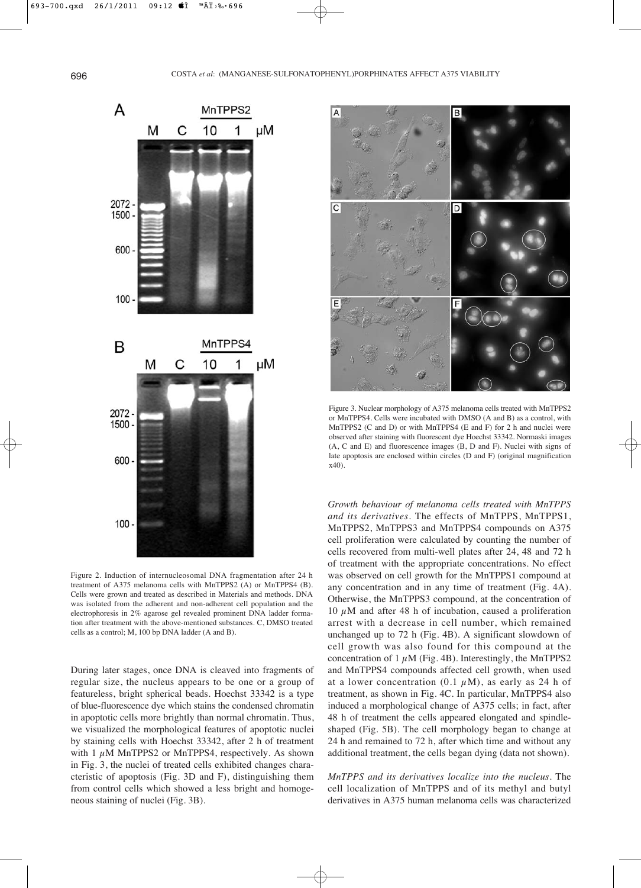Figure 2. Induction of internucleosomal DNA fragmentation after 24 h treatment of A375 melanoma cells with MnTPPS2 (A) or MnTPPS4 (B). Cells were grown and treated as described in Materials and methods. DNA was isolated from the adherent and non-adherent cell population and the electrophoresis in 2% agarose gel revealed prominent DNA ladder formation after treatment with the above-mentioned substances. C, DMSO treated cells as a control; M, 100 bp DNA ladder (A and B).

During later stages, once DNA is cleaved into fragments of regular size, the nucleus appears to be one or a group of featureless, bright spherical beads. Hoechst 33342 is a type of blue-fluorescence dye which stains the condensed chromatin in apoptotic cells more brightly than normal chromatin. Thus, we visualized the morphological features of apoptotic nuclei by staining cells with Hoechst 33342, after 2 h of treatment with 1 $\mu$M MnTPPS2 or MnTPPS4, respectively. As shown in Fig. 3, the nuclei of treated cells exhibited changes characteristic of apoptosis (Fig. 3D and F), distinguishing them from control cells which showed a less bright and homogeneous staining of nuclei (Fig. 3B).

Figure 3. Nuclear morphology of A375 melanoma cells treated with MnTPPS2 or MnTPPS4. Cells were incubated with DMSO (A and B) as a control, with MnTPPS2 (C and D) or with MnTPPS4 (E and F) for 2 h and nuclei were observed after staining with fluorescent dye Hoechst 33342. Normaski images (A, C and E) and fluorescence images (B, D and F). Nuclei with signs of late apoptosis are enclosed within circles (D and F) (original magnification x40).

*Growth behaviour of melanoma cells treated with MnTPPS and its derivatives*. The effects of MnTPPS, MnTPPS1, MnTPPS2, MnTPPS3 and MnTPPS4 compounds on A375 cell proliferation were calculated by counting the number of cells recovered from multi-well plates after 24, 48 and 72 h of treatment with the appropriate concentrations. No effect was observed on cell growth for the MnTPPS1 compound at any concentration and in any time of treatment (Fig. 4A). Otherwise, the MnTPPS3 compound, at the concentration of 10 $\mu$M and after 48 h of incubation, caused a proliferation arrest with a decrease in cell number, which remained unchanged up to 72 h (Fig. 4B). A significant slowdown of cell growth was also found for this compound at the concentration of 1 $\mu$M (Fig. 4B). Interestingly, the MnTPPS2 and MnTPPS4 compounds affected cell growth, when used at a lower concentration (0.1 $\mu$M), as early as 24 h of treatment, as shown in Fig. 4C. In particular, MnTPPS4 also induced a morphological change of A375 cells; in fact, after 48 h of treatment the cells appeared elongated and spindle-shaped (Fig. 5B). The cell morphology began to change at 24 h and remained to 72 h, after which time and without any additional treatment, the cells began dying (data not shown).

*MnTPPS and its derivatives localize into the nucleus*. The cell localization of MnTPPS and of its methyl and butyl derivatives in A375 human melanoma cells was characterized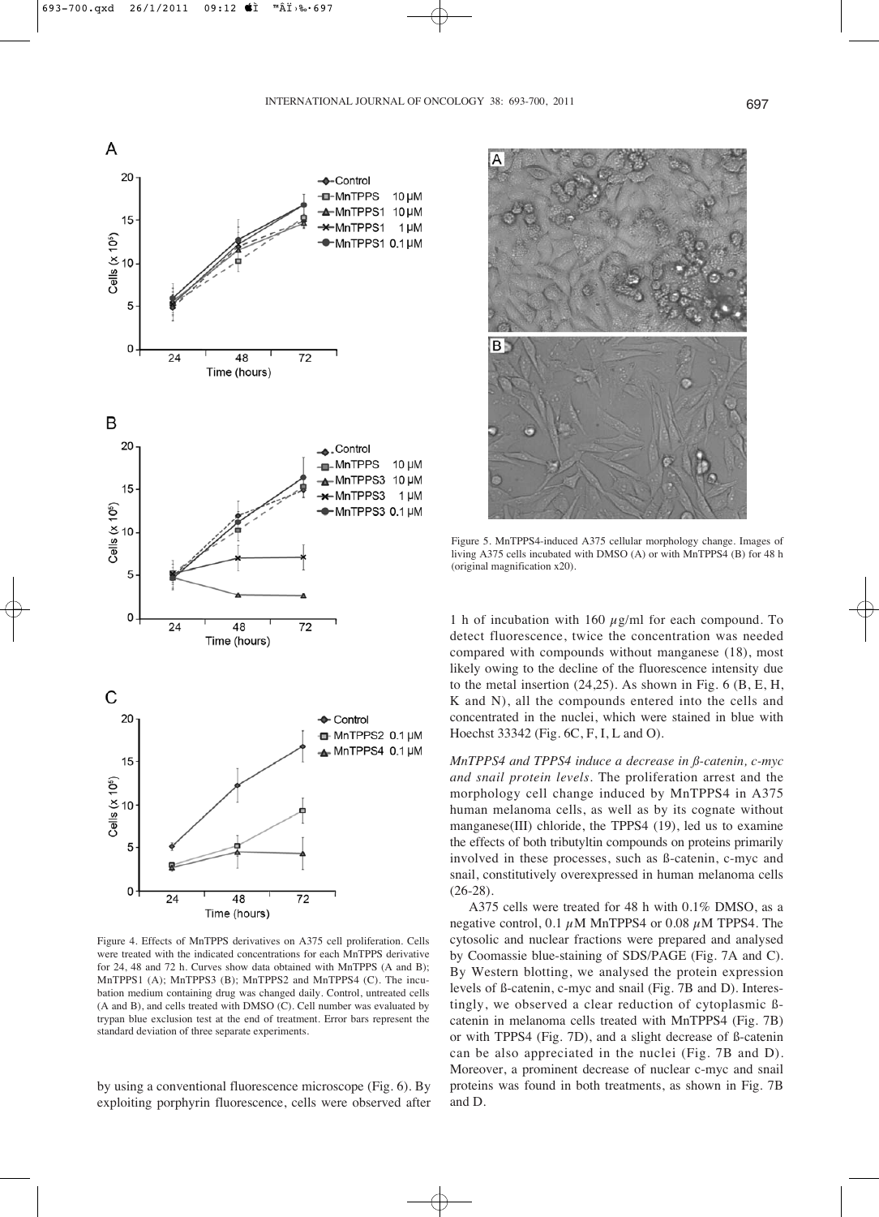Figure 4. Effects of MnTPPS derivatives on A375 cell proliferation. Cells were treated with the indicated concentrations for each MnTPPS derivative for 24, 48 and 72 h. Curves show data obtained with MnTPPS (A and B); MnTPPS1 (A); MnTPPS3 (B); MnTPPS2 and MnTPPS4 (C). The incubation medium containing drug was changed daily. Control, untreated cells (A and B), and cells treated with DMSO (C). Cell number was evaluated by trypan blue exclusion test at the end of treatment. Error bars represent the standard deviation of three separate experiments.

Figure 5. MnTPPS4-induced A375 cellular morphology change. Images of living A375 cells incubated with DMSO (A) or with MnTPPS4 (B) for 48 h (original magnification x20).

by using a conventional fluorescence microscope (Fig. 6). By exploiting porphyrin fluorescence, cells were observed after 1 h of incubation with 160 $\mu$g/ml for each compound. To detect fluorescence, twice the concentration was needed compared with compounds without manganese (18), most likely owing to the decline of the fluorescence intensity due to the metal insertion (24,25). As shown in Fig. 6 (B, E, H, K and N), all the compounds entered into the cells and concentrated in the nuclei, which were stained in blue with Hoechst 33342 (Fig. 6C, F, I, L and O).

*MnTPPS4 and TPPS4 induce a decrease in ß-catenin, c-myc and snail protein levels.* The proliferation arrest and the morphology cell change induced by MnTPPS4 in A375 human melanoma cells, as well as by its cognate without manganese(III) chloride, the TPPS4 (19), led us to examine the effects of both tributyltin compounds on proteins primarily involved in these processes, such as ß-catenin, c-myc and snail, constitutively overexpressed in human melanoma cells (26-28).

A375 cells were treated for 48 h with 0.1% DMSO, as a negative control, 0.1 $\mu$M MnTPPS4 or 0.08 $\mu$M TPPS4. The cytosolic and nuclear fractions were prepared and analysed by Coomassie blue-staining of SDS/PAGE (Fig. 7A and C). By Western blotting, we analysed the protein expression levels of ß-catenin, c-myc and snail (Fig. 7B and D). Interestingly, we observed a clear reduction of cytoplasmic ß-catenin in melanoma cells treated with MnTPPS4 (Fig. 7B) or with TPPS4 (Fig. 7D), and a slight decrease of ß-catenin can be also appreciated in the nuclei (Fig. 7B and D). Moreover, a prominent decrease of nuclear c-myc and snail proteins was found in both treatments, as shown in Fig. 7B and D.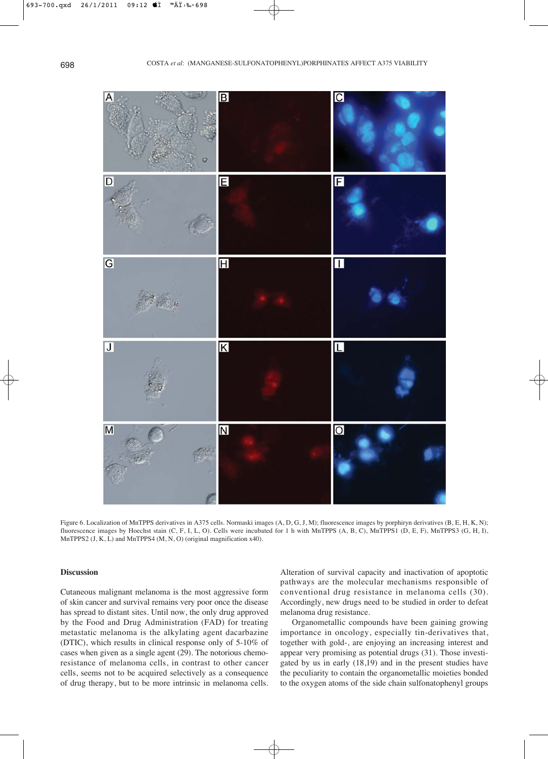Figure 6. Localization of MnTPPS derivatives in A375 cells. Normaski images (A, D, G, J, M); fluorescence images by porphiryn derivatives (B, E, H, K, N); fluorescence images by Hoechst stain (C, F, I, L, O). Cells were incubated for 1 h with MnTPPS (A, B, C), MnTPPS1 (D, E, F), MnTPPS3 (G, H, I), MnTPPS2 (J, K, L) and MnTPPS4 (M, N, O) (original magnification x40).

## Discussion

Cutaneous malignant melanoma is the most aggressive form of skin cancer and survival remains very poor once the disease has spread to distant sites. Until now, the only drug approved by the Food and Drug Administration (FAD) for treating metastatic melanoma is the alkylating agent dacarbazine (DTIC), which results in clinical response only of 5-10% of cases when given as a single agent (29). The notorious chemoresistance of melanoma cells, in contrast to other cancer cells, seems not to be acquired selectively as a consequence of drug therapy, but to be more intrinsic in melanoma cells. Alteration of survival capacity and inactivation of apoptotic pathways are the molecular mechanisms responsible of conventional drug resistance in melanoma cells (30). Accordingly, new drugs need to be studied in order to defeat melanoma drug resistance.

Organometallic compounds have been gaining growing importance in oncology, especially tin-derivatives that, together with gold-, are enjoying an increasing interest and appear very promising as potential drugs (31). Those investigated by us in early (18,19) and in the present studies have the peculiarity to contain the organometallic moieties bonded to the oxygen atoms of the side chain sulfonatophenyl groups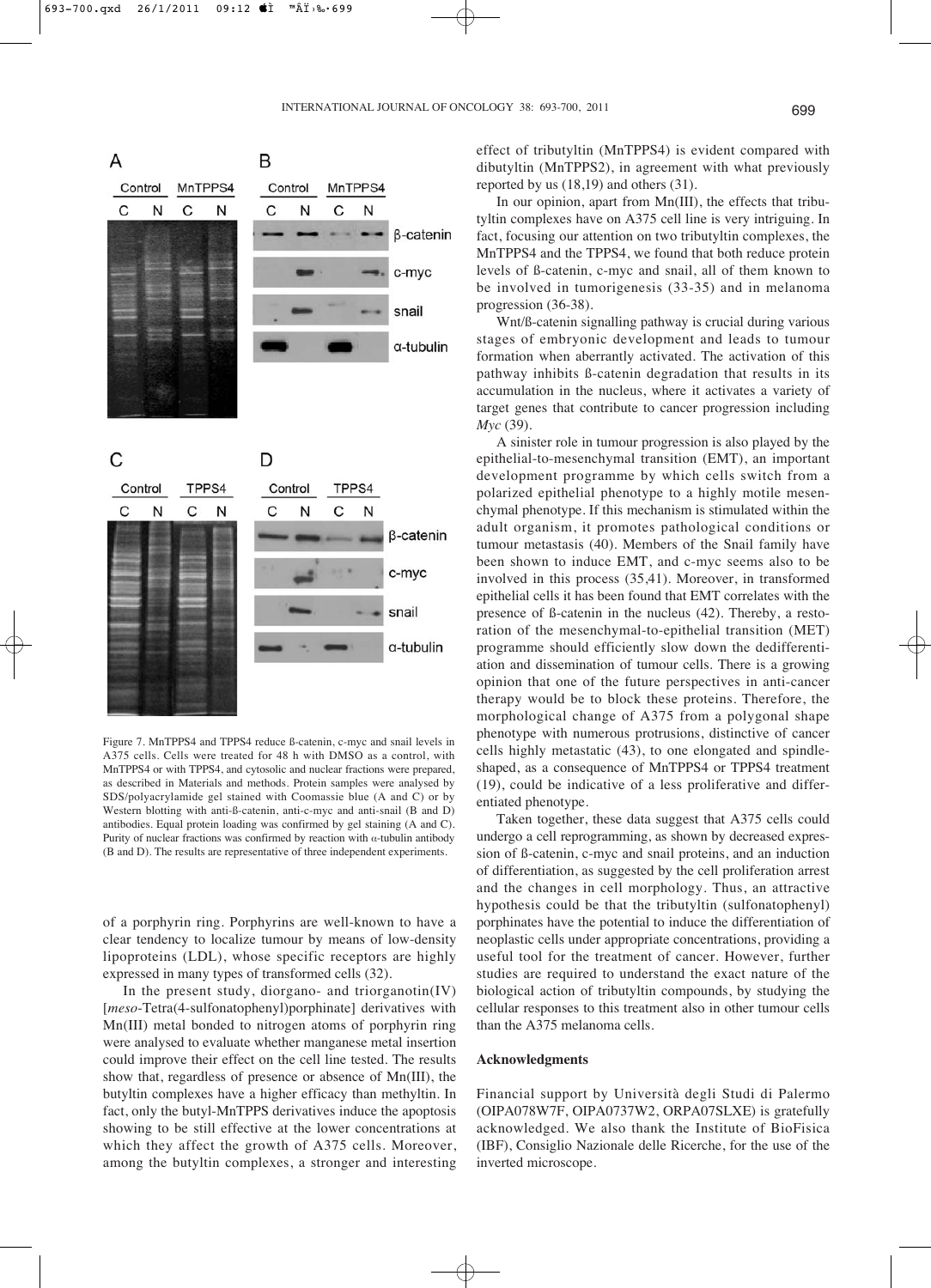Figure 7. MnTPPS4 and TPPS4 reduce ß-catenin, c-myc and snail levels in A375 cells. Cells were treated for 48 h with DMSO as a control, with MnTPPS4 or with TPPS4, and cytosolic and nuclear fractions were prepared, as described in Materials and methods. Protein samples were analysed by SDS/polyacrylamide gel stained with Coomassie blue (A and C) or by Western blotting with anti-ß-catenin, anti-c-myc and anti-snail (B and D) antibodies. Equal protein loading was confirmed by gel staining (A and C). Purity of nuclear fractions was confirmed by reaction with α-tubulin antibody (B and D). The results are representative of three independent experiments.

of a porphyrin ring. Porphyrins are well-known to have a clear tendency to localize tumour by means of low-density lipoproteins (LDL), whose specific receptors are highly expressed in many types of transformed cells (32).

In the present study, diorgano- and triorganotin(IV) [*meso*-Tetra(4-sulfonatophenyl)porphinate] derivatives with Mn(III) metal bonded to nitrogen atoms of porphyrin ring were analysed to evaluate whether manganese metal insertion could improve their effect on the cell line tested. The results show that, regardless of presence or absence of Mn(III), the butyltin complexes have a higher efficacy than methyltin. In fact, only the butyl-MnTPPS derivatives induce the apoptosis showing to be still effective at the lower concentrations at which they affect the growth of A375 cells. Moreover, among the butyltin complexes, a stronger and interesting effect of tributyltin (MnTPPS4) is evident compared with dibutyltin (MnTPPS2), in agreement with what previously reported by us (18,19) and others (31).

In our opinion, apart from Mn(III), the effects that tributyltin complexes have on A375 cell line is very intriguing. In fact, focusing our attention on two tributyltin complexes, the MnTPPS4 and the TPPS4, we found that both reduce protein levels of ß-catenin, c-myc and snail, all of them known to be involved in tumorigenesis (33-35) and in melanoma progression (36-38).

Wnt/ß-catenin signalling pathway is crucial during various stages of embryonic development and leads to tumour formation when aberrantly activated. The activation of this pathway inhibits ß-catenin degradation that results in its accumulation in the nucleus, where it activates a variety of target genes that contribute to cancer progression including *Myc* (39).

A sinister role in tumour progression is also played by the epithelial-to-mesenchymal transition (EMT), an important development programme by which cells switch from a polarized epithelial phenotype to a highly motile mesenchymal phenotype. If this mechanism is stimulated within the adult organism, it promotes pathological conditions or tumour metastasis (40). Members of the Snail family have been shown to induce EMT, and c-myc seems also to be involved in this process (35,41). Moreover, in transformed epithelial cells it has been found that EMT correlates with the presence of ß-catenin in the nucleus (42). Thereby, a restoration of the mesenchymal-to-epithelial transition (MET) programme should efficiently slow down the dedifferentiation and dissemination of tumour cells. There is a growing opinion that one of the future perspectives in anti-cancer therapy would be to block these proteins. Therefore, the morphological change of A375 from a polygonal shape phenotype with numerous protrusions, distinctive of cancer cells highly metastatic (43), to one elongated and spindle-shaped, as a consequence of MnTPPS4 or TPPS4 treatment (19), could be indicative of a less proliferative and differentiated phenotype.

Taken together, these data suggest that A375 cells could undergo a cell reprogramming, as shown by decreased expression of ß-catenin, c-myc and snail proteins, and an induction of differentiation, as suggested by the cell proliferation arrest and the changes in cell morphology. Thus, an attractive hypothesis could be that the tributyltin (sulfonatophenyl) porphinates have the potential to induce the differentiation of neoplastic cells under appropriate concentrations, providing a useful tool for the treatment of cancer. However, further studies are required to understand the exact nature of the biological action of tributyltin compounds, by studying the cellular responses to this treatment also in other tumour cells than the A375 melanoma cells.

## Acknowledgments

Financial support by Università degli Studi di Palermo (OIPA078W7F, OIPA0737W2, ORPA07SLXE) is gratefully acknowledged. We also thank the Institute of BioFisica (IBF), Consiglio Nazionale delle Ricerche, for the use of the inverted microscope.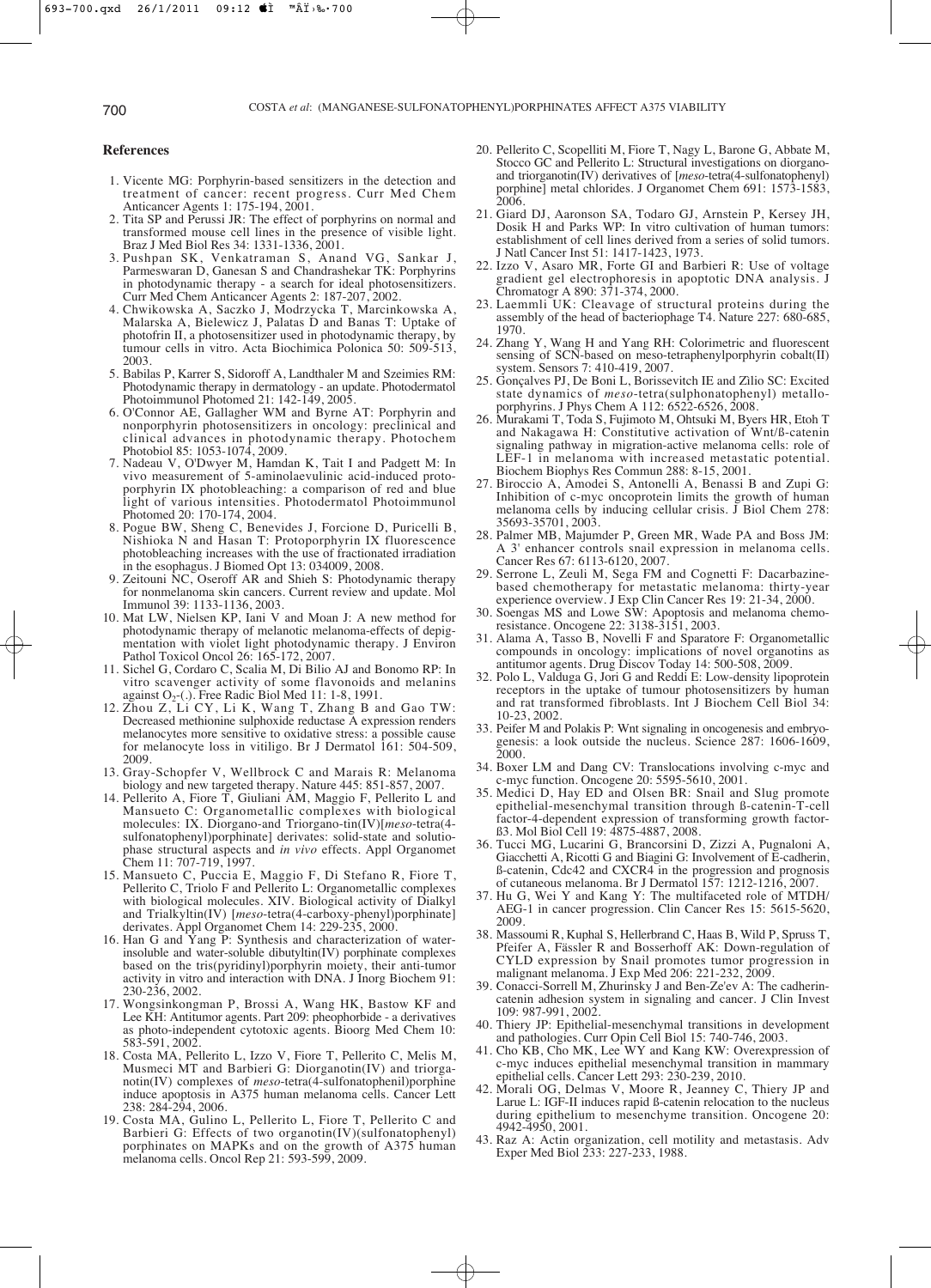## References

1. Vicente MG: Porphyrin-based sensitizers in the detection and treatment of cancer: recent progress. Curr Med Chem Anticancer Agents 1: 175-194, 2001.
2. Tita SP and Perussi JR: The effect of porphyrins on normal and transformed mouse cell lines in the presence of visible light. Braz J Med Biol Res 34: 1331-1336, 2001.
3. Pushpan SK, Venkatraman S, Anand VG, Sankar J, Parmeswaran D, Ganesan S and Chandrashekar TK: Porphyrins in photodynamic therapy - a search for ideal photosensitizers. Curr Med Chem Anticancer Agents 2: 187-207, 2002.
4. Chwikowska A, Saczko J, Modrzycka T, Marcinkowska A, Malarska A, Bielewicz J, Palatas D and Banas T: Uptake of photofrin II, a photosensitizer used in photodynamic therapy, by tumour cells in vitro. Acta Biochimica Polonica 50: 509-513, 2003.
5. Babilas P, Karrer S, Sidoroff A, Landthaler M and Szeimies RM: Photodynamic therapy in dermatology - an update. Photodermatol Photoimmunol Photomed 21: 142-149, 2005.
6. O'Connor AE, Gallagher WM and Byrne AT: Porphyrin and nonporphyrin photosensitizers in oncology: preclinical and clinical advances in photodynamic therapy. Photochem Photobiol 85: 1053-1074, 2009.
7. Nadeau V, O'Dwyer M, Hamdan K, Tait I and Padgett M: In vivo measurement of 5-aminolaevulinic acid-induced protoporphyrin IX photobleaching: a comparison of red and blue light of various intensities. Photodermatol Photoimmunol Photomed 20: 170-174, 2004.
8. Pogue BW, Sheng C, Benevides J, Forcione D, Puricelli B, Nishioka N and Hasan T: Protoporphyrin IX fluorescence photobleaching increases with the use of fractionated irradiation in the esophagus. J Biomed Opt 13: 034009, 2008.
9. Zeitouni NC, Oseroff AR and Shieh S: Photodynamic therapy for nonmelanoma skin cancers. Current review and update. Mol Immunol 39: 1133-1136, 2003.
10. Mat LW, Nielsen KP, Iani V and Moan J: A new method for photodynamic therapy of melanotic melanoma-effects of depigmentation with violet light photodynamic therapy. J Environ Pathol Toxicol Oncol 26: 165-172, 2007.
11. Sichel G, Cordaro C, Scalia M, Di Bilio AJ and Bonomo RP: In vitro scavenger activity of some flavonoids and melanins against $O_2$-(.). Free Radic Biol Med 11: 1-8, 1991.
12. Zhou Z, Li CY, Li K, Wang T, Zhang B and Gao TW: Decreased methionine sulphoxide reductase A expression renders melanocytes more sensitive to oxidative stress: a possible cause for melanocyte loss in vitiligo. Br J Dermatol 161: 504-509, 2009.
13. Gray-Schopfer V, Wellbrock C and Marais R: Melanoma biology and new targeted therapy. Nature 445: 851-857, 2007.
14. Pellerito A, Fiore T, Giuliani AM, Maggio F, Pellerito L and Mansueto C: Organometallic complexes with biological molecules: IX. Diorgano-and Triorgano-tin(IV)[*meso*-tetra(4-sulfonatophenyl)porphinate] derivates: solid-state and solutio-phase structural aspects and *in vivo* effects. Appl Organomet Chem 11: 707-719, 1997.
15. Mansueto C, Puccia E, Maggio F, Di Stefano R, Fiore T, Pellerito C, Triolo F and Pellerito L: Organometallic complexes with biological molecules. XIV. Biological activity of Dialkyl and Trialkyltin(IV) [*meso*-tetra(4-carboxy-phenyl)porphinate] derivates. Appl Organomet Chem 14: 229-235, 2000.
16. Han G and Yang P: Synthesis and characterization of water-insoluble and water-soluble dibutyltin(IV) porphinate complexes based on the tris(pyridinyl)porphyrin moiety, their anti-tumor activity in vitro and interaction with DNA. J Inorg Biochem 91: 230-236, 2002.
17. Wongsinkongman P, Brossi A, Wang HK, Bastow KF and Lee KH: Antitumor agents. Part 209: pheophorbide - a derivatives as photo-independent cytotoxic agents. Bioorg Med Chem 10: 583-591, 2002.
18. Costa MA, Pellerito L, Izzo V, Fiore T, Pellerito C, Melis M, Musmeci MT and Barbieri G: Diorganotin(IV) and triorganotin(IV) complexes of *meso*-tetra(4-sulfonatophenil)porphine induce apoptosis in A375 human melanoma cells. Cancer Lett 238: 284-294, 2006.
19. Costa MA, Gulino L, Pellerito L, Fiore T, Pellerito C and Barbieri G: Effects of two organotin(IV)(sulfonatophenyl) porphinates on MAPKs and on the growth of A375 human melanoma cells. Oncol Rep 21: 593-599, 2009.
20. Pellerito C, Scopelliti M, Fiore T, Nagy L, Barone G, Abbate M, Stocco GC and Pellerito L: Structural investigations on diorgano- and triorganotin(IV) derivatives of [*meso*-tetra(4-sulfonatophenyl) porphine] metal chlorides. J Organomet Chem 691: 1573-1583, 2006.
21. Giard DJ, Aaronson SA, Todaro GJ, Arnstein P, Kersey JH, Dosik H and Parks WP: In vitro cultivation of human tumors: establishment of cell lines derived from a series of solid tumors. J Natl Cancer Inst 51: 1417-1423, 1973.
22. Izzo V, Asaro MR, Forte GI and Barbieri R: Use of voltage gradient gel electrophoresis in apoptotic DNA analysis. J Chromatogr A 890: 371-374, 2000.
23. Laemmli UK: Cleavage of structural proteins during the assembly of the head of bacteriophage T4. Nature 227: 680-685, 1970.
24. Zhang Y, Wang H and Yang RH: Colorimetric and fluorescent sensing of SCN-based on meso-tetraphenylporphyrin cobalt(II) system. Sensors 7: 410-419, 2007.
25. Gonçalves PJ, De Boni L, Borissevitch IE and Zilio SC: Excited state dynamics of *meso*-tetra(sulphonatophenyl) metallo-porphyrins. J Phys Chem A 112: 6522-6526, 2008.
26. Murakami T, Toda S, Fujimoto M, Ohtsuki M, Byers HR, Etoh T and Nakagawa H: Constitutive activation of Wnt/ß-catenin signaling pathway in migration-active melanoma cells: role of LEF-1 in melanoma with increased metastatic potential. Biochem Biophys Res Commun 288: 8-15, 2001.
27. Biroccio A, Amodei S, Antonelli A, Benassi B and Zupi G: Inhibition of c-myc oncoprotein limits the growth of human melanoma cells by inducing cellular crisis. J Biol Chem 278: 35693-35701, 2003.
28. Palmer MB, Majumder P, Green MR, Wade PA and Boss JM: A 3' enhancer controls snail expression in melanoma cells. Cancer Res 67: 6113-6120, 2007.
29. Serrone L, Zeuli M, Sega FM and Cognetti F: Dacarbazine-based chemotherapy for metastatic melanoma: thirty-year experience overview. J Exp Clin Cancer Res 19: 21-34, 2000.
30. Soengas MS and Lowe SW: Apoptosis and melanoma chemoresistance. Oncogene 22: 3138-3151, 2003.
31. Alama A, Tasso B, Novelli F and Sparatore F: Organometallic compounds in oncology: implications of novel organotins as antitumor agents. Drug Discov Today 14: 500-508, 2009.
32. Polo L, Valduga G, Jori G and Reddi E: Low-density lipoprotein receptors in the uptake of tumour photosensitizers by human and rat transformed fibroblasts. Int J Biochem Cell Biol 34: 10-23, 2002.
33. Peifer M and Polakis P: Wnt signaling in oncogenesis and embryogenesis: a look outside the nucleus. Science 287: 1606-1609, 2000.
34. Boxer LM and Dang CV: Translocations involving c-myc and c-myc function. Oncogene 20: 5595-5610, 2001.
35. Medici D, Hay ED and Olsen BR: Snail and Slug promote epithelial-mesenchymal transition through ß-catenin-T-cell factor-4-dependent expression of transforming growth factor-ß3. Mol Biol Cell 19: 4875-4887, 2008.
36. Tucci MG, Lucarini G, Brancorsini D, Zizzi A, Pugnaloni A, Giacchetti A, Ricotti G and Biagini G: Involvement of E-cadherin, ß-catenin, Cdc42 and CXCR4 in the progression and prognosis of cutaneous melanoma. Br J Dermatol 157: 1212-1216, 2007.
37. Hu G, Wei Y and Kang Y: The multifaceted role of MTDH/AEG-1 in cancer progression. Clin Cancer Res 15: 5615-5620, 2009.
38. Massoumi R, Kuphal S, Hellerbrand C, Haas B, Wild P, Spruss T, Pfeifer A, Fässler R and Bosserhoff AK: Down-regulation of CYLD expression by Snail promotes tumor progression in malignant melanoma. J Exp Med 206: 221-232, 2009.
39. Conacci-Sorrell M, Zhurinsky J and Ben-Ze'ev A: The cadherin-catenin adhesion system in signaling and cancer. J Clin Invest 109: 987-991, 2002.
40. Thiery JP: Epithelial-mesenchymal transitions in development and pathologies. Curr Opin Cell Biol 15: 740-746, 2003.
41. Cho KB, Cho MK, Lee WY and Kang KW: Overexpression of c-myc induces epithelial mesenchymal transition in mammary epithelial cells. Cancer Lett 293: 230-239, 2010.
42. Morali OG, Delmas V, Moore R, Jeanney C, Thiery JP and Larue L: IGF-II induces rapid ß-catenin relocation to the nucleus during epithelium to mesenchyme transition. Oncogene 20: 4942-4950, 2001.
43. Raz A: Actin organization, cell motility and metastasis. Adv Exper Med Biol 233: 227-233, 1988.